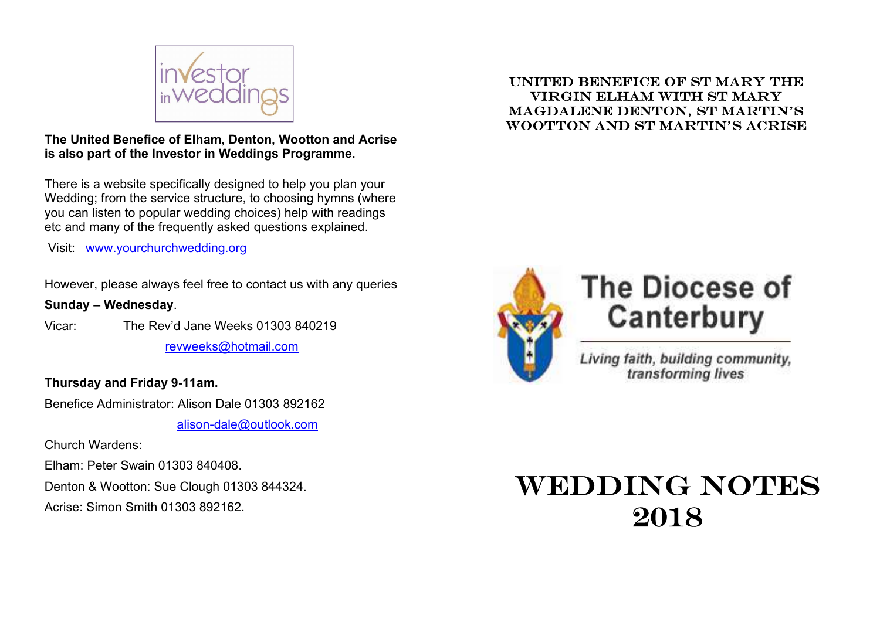investor in weddings

**The United Benefice of Elham, Denton, Wootton and Acrise is also part of the Investor in Weddings Programme.**

There is a website specifically designed to help you plan your Wedding; from the service structure, to choosing hymns (where you can listen to popular wedding choices) help with readings etc and many of the frequently asked questions explained.

Visit: www.yourchurchwedding.org

However, please always feel free to contact us with any queries

**Sunday – Wednesday**.

Vicar: The Rev'd Jane Weeks 01303 840219

revweeks@hotmail.com

**Thursday and Friday 9-11am.**

Benefice Administrator: Alison Dale 01303 892162

alison-dale@outlook.com

Church Wardens:

Elham: Peter Swain 01303 840408.

Denton & Wootton: Sue Clough 01303 844324.

Acrise: Simon Smith 01303 892162.

UNITED BENEFICE OF ST MARY THE VIRGIN ELHAM WITH ST MARY MAGDALENE DENTON, ST MARTIN'S WOOTTON AND ST MARTIN'S ACRISE

The Diocese of Canterbury

*Living faith, building community, transforming lives*

# WEDDING NOTES 2018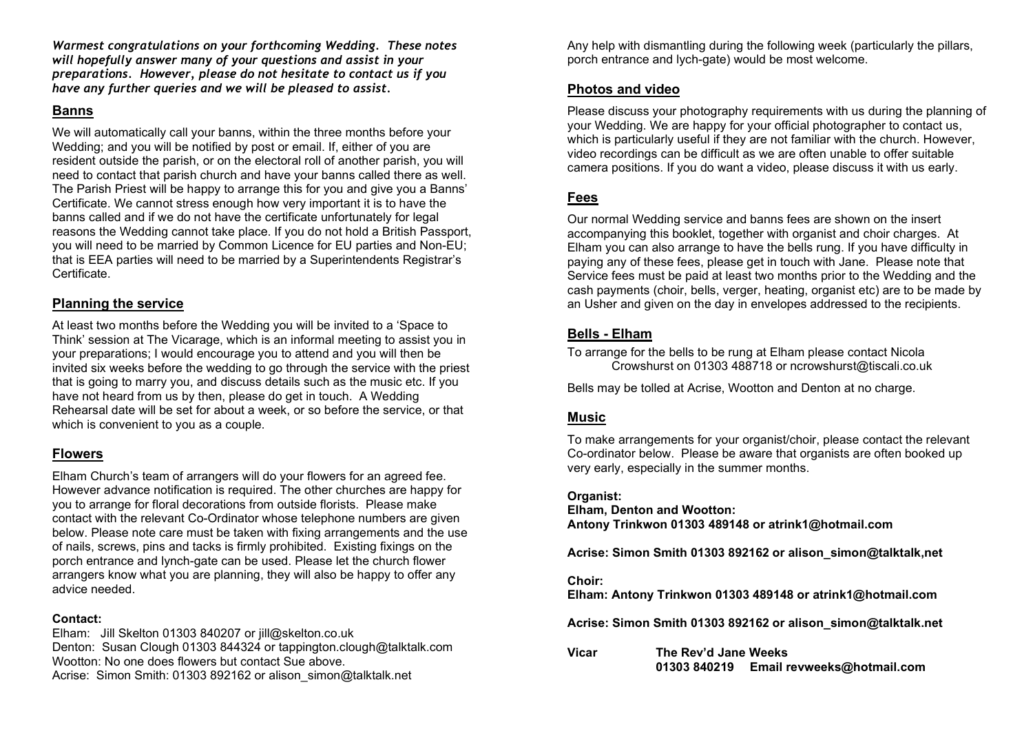***Warmest congratulations on your forthcoming Wedding. These notes will hopefully answer many of your questions and assist in your preparations. However, please do not hesitate to contact us if you have any further queries and we will be pleased to assist.***

## Banns

We will automatically call your banns, within the three months before your Wedding; and you will be notified by post or email. If, either of you are resident outside the parish, or on the electoral roll of another parish, you will need to contact that parish church and have your banns called there as well. The Parish Priest will be happy to arrange this for you and give you a Banns' Certificate. We cannot stress enough how very important it is to have the banns called and if we do not have the certificate unfortunately for legal reasons the Wedding cannot take place. If you do not hold a British Passport, you will need to be married by Common Licence for EU parties and Non-EU; that is EEA parties will need to be married by a Superintendents Registrar's Certificate.

## Planning the service

At least two months before the Wedding you will be invited to a 'Space to Think' session at The Vicarage, which is an informal meeting to assist you in your preparations; I would encourage you to attend and you will then be invited six weeks before the wedding to go through the service with the priest that is going to marry you, and discuss details such as the music etc. If you have not heard from us by then, please do get in touch. A Wedding Rehearsal date will be set for about a week, or so before the service, or that which is convenient to you as a couple.

## Flowers

Elham Church's team of arrangers will do your flowers for an agreed fee. However advance notification is required. The other churches are happy for you to arrange for floral decorations from outside florists. Please make contact with the relevant Co-Ordinator whose telephone numbers are given below. Please note care must be taken with fixing arrangements and the use of nails, screws, pins and tacks is firmly prohibited. Existing fixings on the porch entrance and lynch-gate can be used. Please let the church flower arrangers know what you are planning, they will also be happy to offer any advice needed.

**Contact:**

Elham: Jill Skelton 01303 840207 or jill@skelton.co.uk
Denton: Susan Clough 01303 844324 or tappington.clough@talktalk.com
Wootton: No one does flowers but contact Sue above.
Acrise: Simon Smith: 01303 892162 or alison_simon@talktalk.net

Any help with dismantling during the following week (particularly the pillars, porch entrance and lych-gate) would be most welcome.

## Photos and video

Please discuss your photography requirements with us during the planning of your Wedding. We are happy for your official photographer to contact us, which is particularly useful if they are not familiar with the church. However, video recordings can be difficult as we are often unable to offer suitable camera positions. If you do want a video, please discuss it with us early.

## Fees

Our normal Wedding service and banns fees are shown on the insert accompanying this booklet, together with organist and choir charges. At Elham you can also arrange to have the bells rung. If you have difficulty in paying any of these fees, please get in touch with Jane. Please note that Service fees must be paid at least two months prior to the Wedding and the cash payments (choir, bells, verger, heating, organist etc) are to be made by an Usher and given on the day in envelopes addressed to the recipients.

## Bells - Elham

To arrange for the bells to be rung at Elham please contact Nicola Crowshurst on 01303 488718 or ncrowshurst@tiscali.co.uk

Bells may be tolled at Acrise, Wootton and Denton at no charge.

## Music

To make arrangements for your organist/choir, please contact the relevant Co-ordinator below. Please be aware that organists are often booked up very early, especially in the summer months.

**Organist:**
**Elham, Denton and Wootton:**
**Antony Trinkwon 01303 489148 or atrink1@hotmail.com**

**Acrise: Simon Smith 01303 892162 or alison_simon@talktalk,net**

**Choir:**
**Elham: Antony Trinkwon 01303 489148 or atrink1@hotmail.com**

**Acrise: Simon Smith 01303 892162 or alison_simon@talktalk.net**

**Vicar** **The Rev'd Jane Weeks**
**01303 840219 Email revweeks@hotmail.com**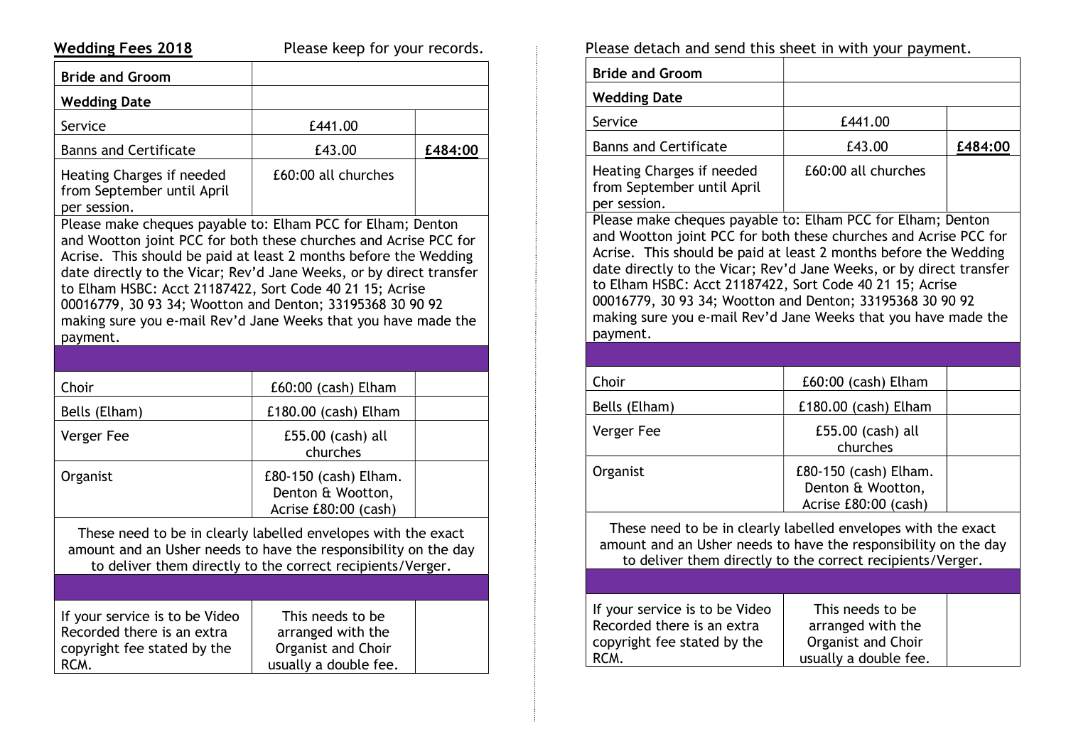**Wedding Fees 2018** Please keep for your records.

| | | |
|---|---|---|
| **Bride and Groom** | | |
| **Wedding Date** | | |
| Service | £441.00 | |
| Banns and Certificate | £43.00 | **£484:00** |
| Heating Charges if needed from September until April per session. | £60:00 all churches | |

Please make cheques payable to: Elham PCC for Elham; Denton and Wootton joint PCC for both these churches and Acrise PCC for Acrise. This should be paid at least 2 months before the Wedding date directly to the Vicar; Rev'd Jane Weeks, or by direct transfer to Elham HSBC: Acct 21187422, Sort Code 40 21 15; Acrise 00016779, 30 93 34; Wootton and Denton; 33195368 30 90 92 making sure you e-mail Rev'd Jane Weeks that you have made the payment.

| | | |
|---|---|---|
| Choir | £60:00 (cash) Elham | |
| Bells (Elham) | £180.00 (cash) Elham | |
| Verger Fee | £55.00 (cash) all churches | |
| Organist | £80-150 (cash) Elham. Denton & Wootton, Acrise £80:00 (cash) | |

These need to be in clearly labelled envelopes with the exact amount and an Usher needs to have the responsibility on the day to deliver them directly to the correct recipients/Verger.

| | | |
|---|---|---|
| If your service is to be Video Recorded there is an extra copyright fee stated by the RCM. | This needs to be arranged with the Organist and Choir usually a double fee. | |

Please detach and send this sheet in with your payment.

| | | |
|---|---|---|
| **Bride and Groom** | | |
| **Wedding Date** | | |
| Service | £441.00 | |
| Banns and Certificate | £43.00 | **£484:00** |
| Heating Charges if needed from September until April per session. | £60:00 all churches | |

Please make cheques payable to: Elham PCC for Elham; Denton and Wootton joint PCC for both these churches and Acrise PCC for Acrise. This should be paid at least 2 months before the Wedding date directly to the Vicar; Rev'd Jane Weeks, or by direct transfer to Elham HSBC: Acct 21187422, Sort Code 40 21 15; Acrise 00016779, 30 93 34; Wootton and Denton; 33195368 30 90 92 making sure you e-mail Rev'd Jane Weeks that you have made the payment.

| | | |
|---|---|---|
| Choir | £60:00 (cash) Elham | |
| Bells (Elham) | £180.00 (cash) Elham | |
| Verger Fee | £55.00 (cash) all churches | |
| Organist | £80-150 (cash) Elham. Denton & Wootton, Acrise £80:00 (cash) | |

These need to be in clearly labelled envelopes with the exact amount and an Usher needs to have the responsibility on the day to deliver them directly to the correct recipients/Verger.

| | | |
|---|---|---|
| If your service is to be Video Recorded there is an extra copyright fee stated by the RCM. | This needs to be arranged with the Organist and Choir usually a double fee. | |